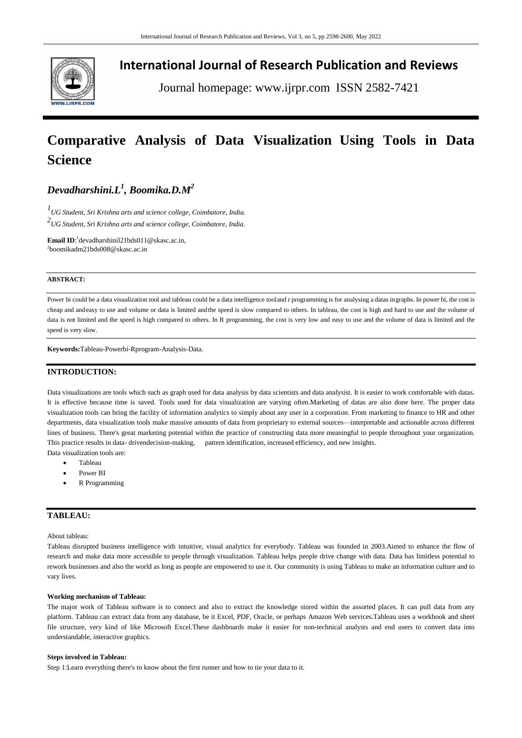# International Journal of Research Publication and Reviews

Journal homepage: www.ijrpr.com ISSN 2582-7421

# Comparative Analysis of Data Visualization Using Tools in Data Science

***Devadharshini.L[1], Boomika.D.M[2]***

*[1]UG Student, Sri Krishna arts and science college, Coimbatore, India.*
*[2]UG Student, Sri Krishna arts and science college, Coimbatore, India.*

**Email ID**:[1]devadharshinil21bds011@skasc.ac.in,
[2]boomikadm21bds008@skasc.ac.in

**ABSTRACT:**

Power bi could be a data visualization tool and tableau could be a data intelligence tooland r programming is for analysing a datas ingraphs. In power bi, the cost is cheap and andeasy to use and volume or data is limited andthe speed is slow compared to others. In tableau, the cost is high and hard to use and the volume of data is not limited and the speed is high compared to others. In R programming, the cost is very low and easy to use and the volume of data is limited and the speed is very slow.

**Keywords:**Tableau-Powerbi-Rprogram-Analysis-Data.

## INTRODUCTION:

Data visualizations are tools which such as graph used for data analysis by data scientists and data analysist. It is easier to work comfortable with datas. It is effective because time is saved. Tools used for data visualization are varying often.Marketing of datas are also done here. The proper data visualization tools can bring the facility of information analytics to simply about any user in a corporation. From marketing to finance to HR and other departments, data visualization tools make massive amounts of data from proprietary to external sources—interpretable and actionable across different lines of business. There's great marketing potential within the practice of constructing data more meaningful to people throughout your organization. This practice results in data- drivendecision-making, pattern identification, increased efficiency, and new insights.

Data visualization tools are:

- Tableau
- Power BI
- R Programming

## TABLEAU:

About tableau:

Tableau disrupted business intelligence with intuitive, visual analytics for everybody. Tableau was founded in 2003.Aimed to enhance the flow of research and make data more accessible to people through visualization. Tableau helps people drive change with data. Data has limitless potential to rework businesses and also the world as long as people are empowered to use it. Our community is using Tableau to make an information culture and to vary lives.

### Working mechanism of Tableau:

The major work of Tableau software is to connect and also to extract the knowledge stored within the assorted places. It can pull data from any platform. Tableau can extract data from any database, be it Excel, PDF, Oracle, or perhaps Amazon Web services.Tableau uses a workbook and sheet file structure, very kind of like Microsoft Excel.These dashboards make it easier for non-technical analysts and end users to convert data into understandable, interactive graphics.

### Steps involved in Tableau:

Step 1:Learn everything there's to know about the first runner and how to tie your data to it.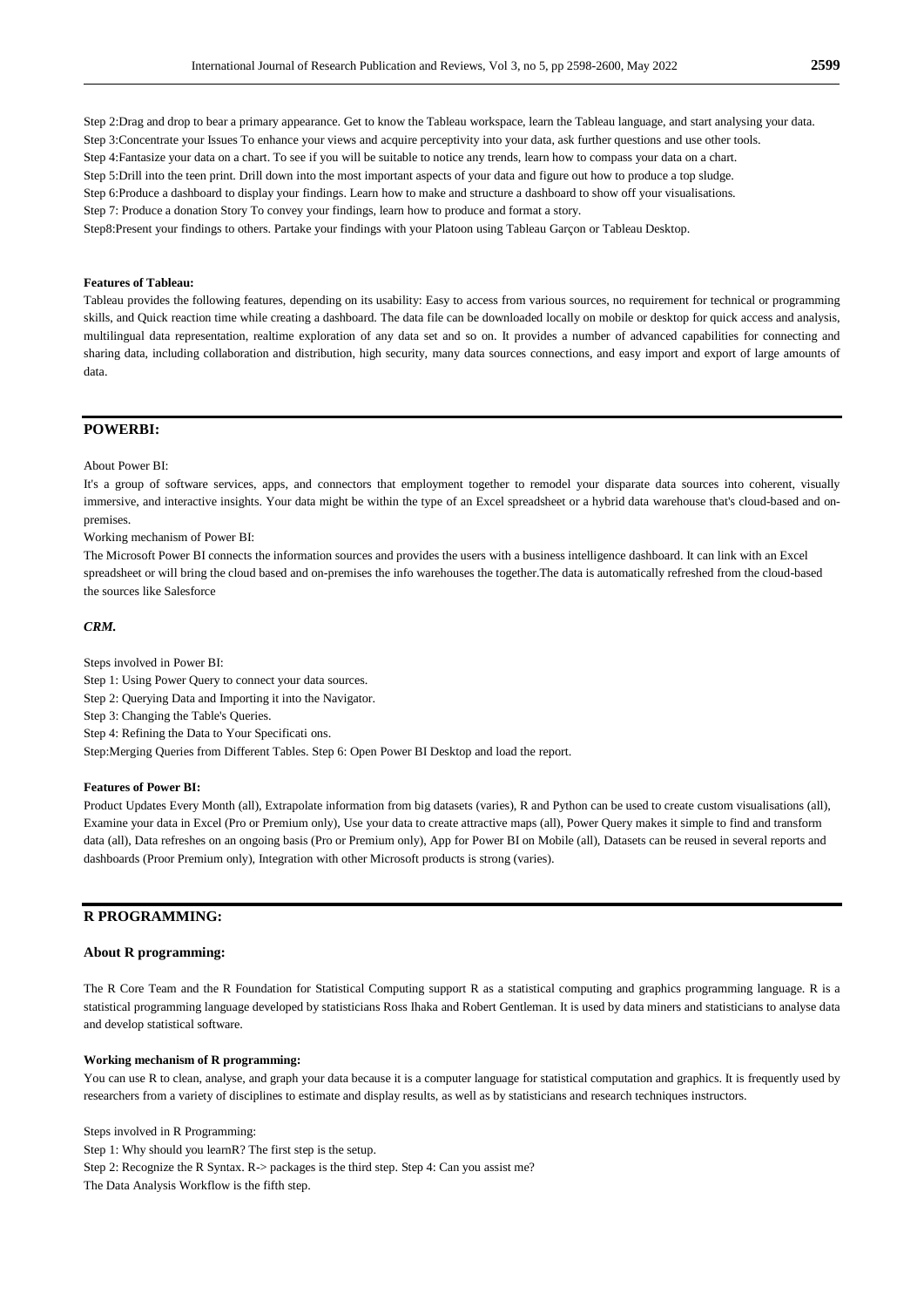Step 2:Drag and drop to bear a primary appearance. Get to know the Tableau workspace, learn the Tableau language, and start analysing your data.

Step 3:Concentrate your Issues To enhance your views and acquire perceptivity into your data, ask further questions and use other tools.

Step 4:Fantasize your data on a chart. To see if you will be suitable to notice any trends, learn how to compass your data on a chart.

Step 5:Drill into the teen print. Drill down into the most important aspects of your data and figure out how to produce a top sludge.

Step 6:Produce a dashboard to display your findings. Learn how to make and structure a dashboard to show off your visualisations.

Step 7: Produce a donation Story To convey your findings, learn how to produce and format a story.

Step8:Present your findings to others. Partake your findings with your Platoon using Tableau Garçon or Tableau Desktop.

**Features of Tableau:**

Tableau provides the following features, depending on its usability: Easy to access from various sources, no requirement for technical or programming skills, and Quick reaction time while creating a dashboard. The data file can be downloaded locally on mobile or desktop for quick access and analysis, multilingual data representation, realtime exploration of any data set and so on. It provides a number of advanced capabilities for connecting and sharing data, including collaboration and distribution, high security, many data sources connections, and easy import and export of large amounts of data.

## POWERBI:

About Power BI:

It's a group of software services, apps, and connectors that employment together to remodel your disparate data sources into coherent, visually immersive, and interactive insights. Your data might be within the type of an Excel spreadsheet or a hybrid data warehouse that's cloud-based and on-premises.

Working mechanism of Power BI:

The Microsoft Power BI connects the information sources and provides the users with a business intelligence dashboard. It can link with an Excel spreadsheet or will bring the cloud based and on-premises the info warehouses the together.The data is automatically refreshed from the cloud-based the sources like Salesforce

***CRM.***

Steps involved in Power BI:

Step 1: Using Power Query to connect your data sources.

Step 2: Querying Data and Importing it into the Navigator.

Step 3: Changing the Table's Queries.

Step 4: Refining the Data to Your Specificati ons.

Step:Merging Queries from Different Tables. Step 6: Open Power BI Desktop and load the report.

**Features of Power BI:**

Product Updates Every Month (all), Extrapolate information from big datasets (varies), R and Python can be used to create custom visualisations (all), Examine your data in Excel (Pro or Premium only), Use your data to create attractive maps (all), Power Query makes it simple to find and transform data (all), Data refreshes on an ongoing basis (Pro or Premium only), App for Power BI on Mobile (all), Datasets can be reused in several reports and dashboards (Proor Premium only), Integration with other Microsoft products is strong (varies).

## R PROGRAMMING:

### About R programming:

The R Core Team and the R Foundation for Statistical Computing support R as a statistical computing and graphics programming language. R is a statistical programming language developed by statisticians Ross Ihaka and Robert Gentleman. It is used by data miners and statisticians to analyse data and develop statistical software.

**Working mechanism of R programming:**

You can use R to clean, analyse, and graph your data because it is a computer language for statistical computation and graphics. It is frequently used by researchers from a variety of disciplines to estimate and display results, as well as by statisticians and research techniques instructors.

Steps involved in R Programming:

Step 1: Why should you learnR? The first step is the setup.

Step 2: Recognize the R Syntax. R-> packages is the third step. Step 4: Can you assist me?

The Data Analysis Workflow is the fifth step.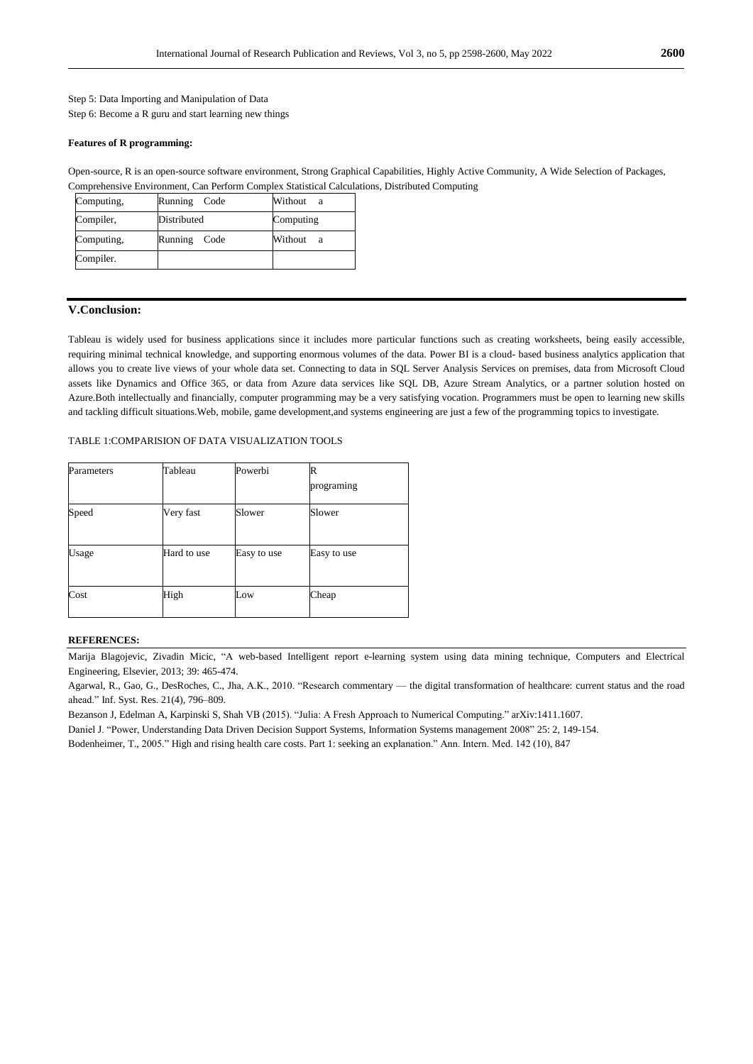Step 5: Data Importing and Manipulation of Data

Step 6: Become a R guru and start learning new things

**Features of R programming:**

Open-source, R is an open-source software environment, Strong Graphical Capabilities, Highly Active Community, A Wide Selection of Packages, Comprehensive Environment, Can Perform Complex Statistical Calculations, Distributed Computing

| | | |
|---|---|---|
| Computing, | Running Code | Without a |
| Compiler, | Distributed | Computing |
| Computing, | Running Code | Without a |
| Compiler. | | |

## V.Conclusion:

Tableau is widely used for business applications since it includes more particular functions such as creating worksheets, being easily accessible, requiring minimal technical knowledge, and supporting enormous volumes of the data. Power BI is a cloud- based business analytics application that allows you to create live views of your whole data set. Connecting to data in SQL Server Analysis Services on premises, data from Microsoft Cloud assets like Dynamics and Office 365, or data from Azure data services like SQL DB, Azure Stream Analytics, or a partner solution hosted on Azure.Both intellectually and financially, computer programming may be a very satisfying vocation. Programmers must be open to learning new skills and tackling difficult situations.Web, mobile, game development,and systems engineering are just a few of the programming topics to investigate.

TABLE 1:COMPARISION OF DATA VISUALIZATION TOOLS

| Parameters | Tableau | Powerbi | R programing |
|---|---|---|---|
| Speed | Very fast | Slower | Slower |
| Usage | Hard to use | Easy to use | Easy to use |
| Cost | High | Low | Cheap |

**REFERENCES:**

Marija Blagojevic, Zivadin Micic, "A web-based Intelligent report e-learning system using data mining technique, Computers and Electrical Engineering, Elsevier, 2013; 39: 465-474.

Agarwal, R., Gao, G., DesRoches, C., Jha, A.K., 2010. "Research commentary — the digital transformation of healthcare: current status and the road ahead." Inf. Syst. Res. 21(4), 796–809.

Bezanson J, Edelman A, Karpinski S, Shah VB (2015). "Julia: A Fresh Approach to Numerical Computing." arXiv:1411.1607.

Daniel J. "Power, Understanding Data Driven Decision Support Systems, Information Systems management 2008" 25: 2, 149-154.

Bodenheimer, T., 2005." High and rising health care costs. Part 1: seeking an explanation." Ann. Intern. Med. 142 (10), 847